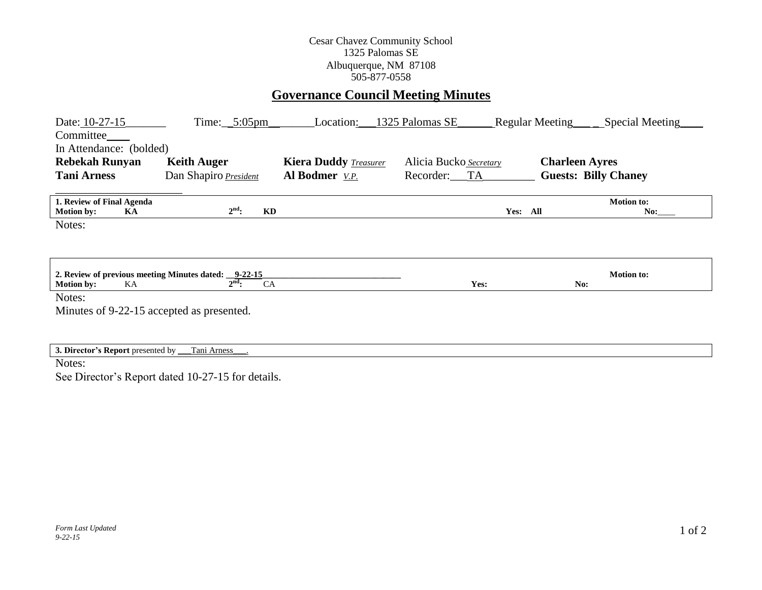Cesar Chavez Community School
1325 Palomas SE
Albuquerque, NM 87108
505-877-0558

# Governance Council Meeting Minutes

Date: 10-27-15 Time: 5:05pm Location: 1325 Palomas SE Regular Meeting\_\_\_ Special Meeting\_\_\_\_ Committee\_\_\_\_

In Attendance: (bolded)

| | | | | |
|---|---|---|---|---|
| **Rebekah Runyan** | **Keith Auger** | **Kiera Duddy** *Treasurer* | Alicia Bucko *Secretary* | **Charleen Ayres** |
| **Tani Arness** | Dan Shapiro *President* | **Al Bodmer** *V.P.* | Recorder: TA | **Guests: Billy Chaney** |

| **1. Review of Final Agenda** | | | **Motion to:** |
|---|---|---|---|
| **Motion by: KA** | **2nd: KD** | **Yes: All** | **No:\_\_\_\_** |

Notes:

| **2. Review of previous meeting Minutes dated: 9-22-15** | | | | **Motion to:** |
|---|---|---|---|---|
| **Motion by:** KA | **2nd:** CA | **Yes:** | **No:** | |

Notes:

Minutes of 9-22-15 accepted as presented.

| **3. Director's Report** presented by Tani Arness. |
|---|

Notes:

See Director's Report dated 10-27-15 for details.

*Form Last Updated 9-22-15*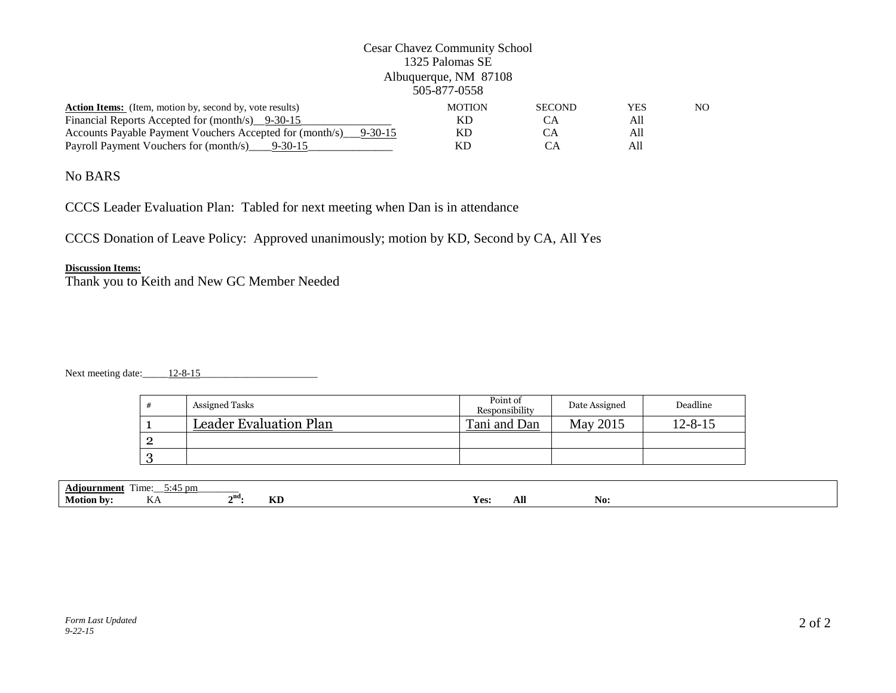Cesar Chavez Community School
1325 Palomas SE
Albuquerque, NM 87108
505-877-0558

| **Action Items:** (Item, motion by, second by, vote results) | MOTION | SECOND | YES | NO |
|---|---|---|---|---|
| Financial Reports Accepted for (month/s) 9-30-15 | KD | CA | All | |
| Accounts Payable Payment Vouchers Accepted for (month/s) 9-30-15 | KD | CA | All | |
| Payroll Payment Vouchers for (month/s) 9-30-15 | KD | CA | All | |

No BARS

CCCS Leader Evaluation Plan: Tabled for next meeting when Dan is in attendance

CCCS Donation of Leave Policy: Approved unanimously; motion by KD, Second by CA, All Yes

**Discussion Items:**

Thank you to Keith and New GC Member Needed

Next meeting date: 12-8-15

| # | Assigned Tasks | Point of Responsibility | Date Assigned | Deadline |
|---|---|---|---|---|
| 1 | Leader Evaluation Plan | Tani and Dan | May 2015 | 12-8-15 |
| 2 | | | | |
| 3 | | | | |

| **Adjournment** Time: 5:45 pm | | | |
|---|---|---|---|
| **Motion by:** KA | **2nd:** KD | **Yes:** All | **No:** |

*Form Last Updated*
*9-22-15*